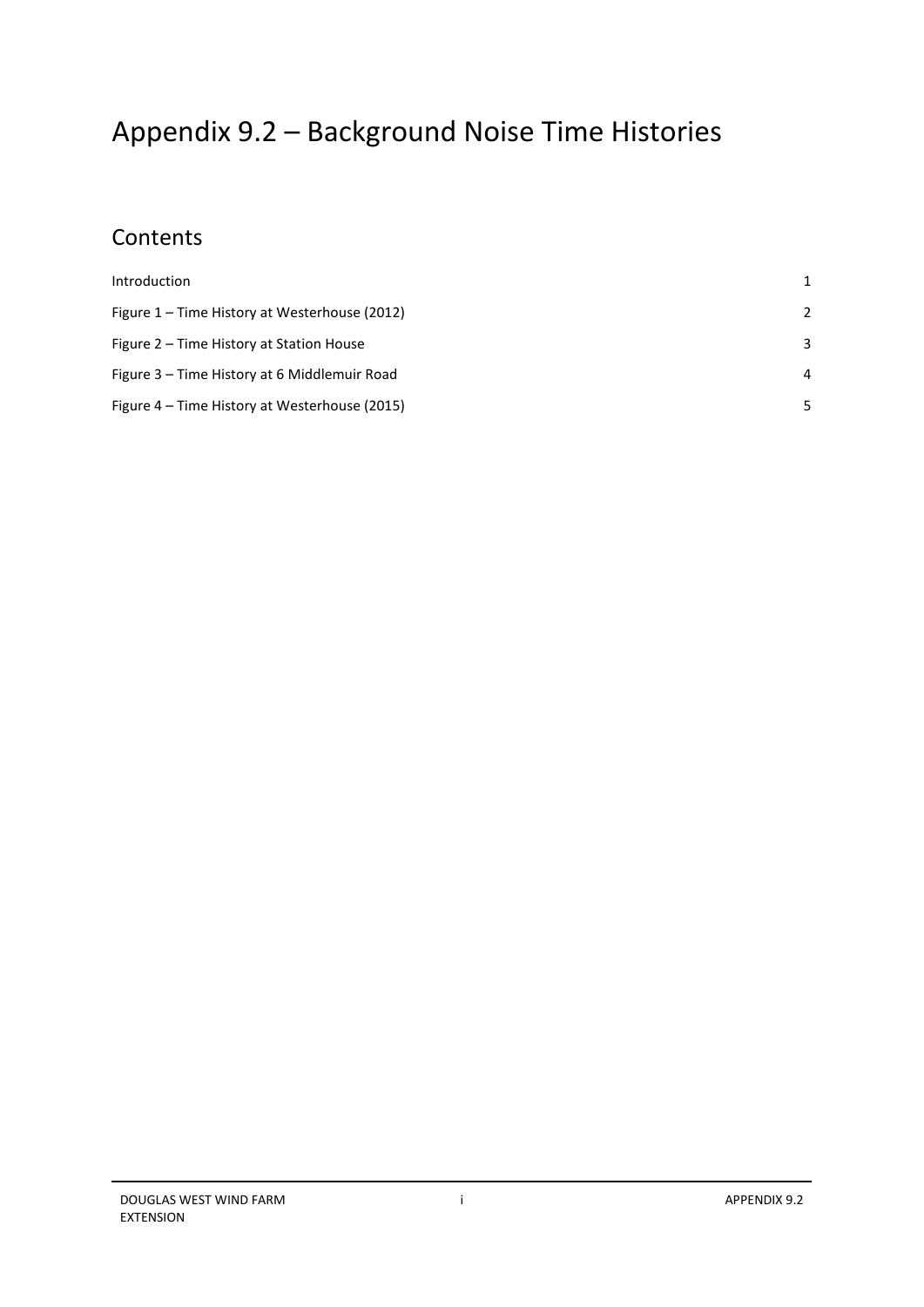# Appendix 9.2 – Background Noise Time Histories

## Contents

| | |
|---|---|
| Introduction | 1 |
| Figure 1 – Time History at Westerhouse (2012) | 2 |
| Figure 2 – Time History at Station House | 3 |
| Figure 3 – Time History at 6 Middlemuir Road | 4 |
| Figure 4 – Time History at Westerhouse (2015) | 5 |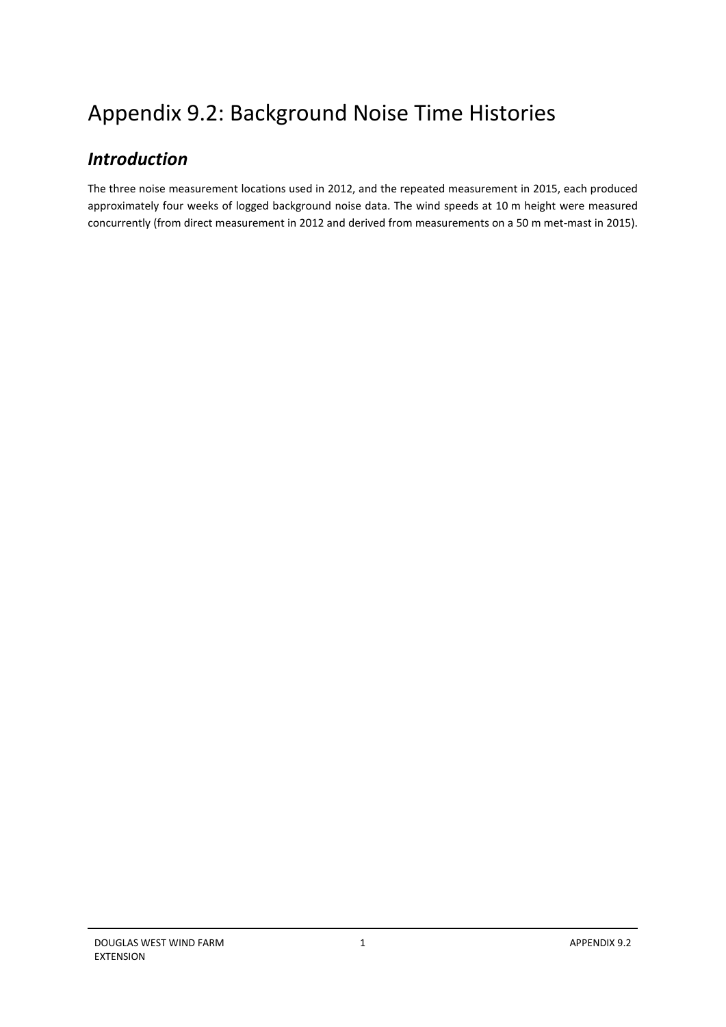# Appendix 9.2: Background Noise Time Histories

## *Introduction*

The three noise measurement locations used in 2012, and the repeated measurement in 2015, each produced approximately four weeks of logged background noise data. The wind speeds at 10 m height were measured concurrently (from direct measurement in 2012 and derived from measurements on a 50 m met-mast in 2015).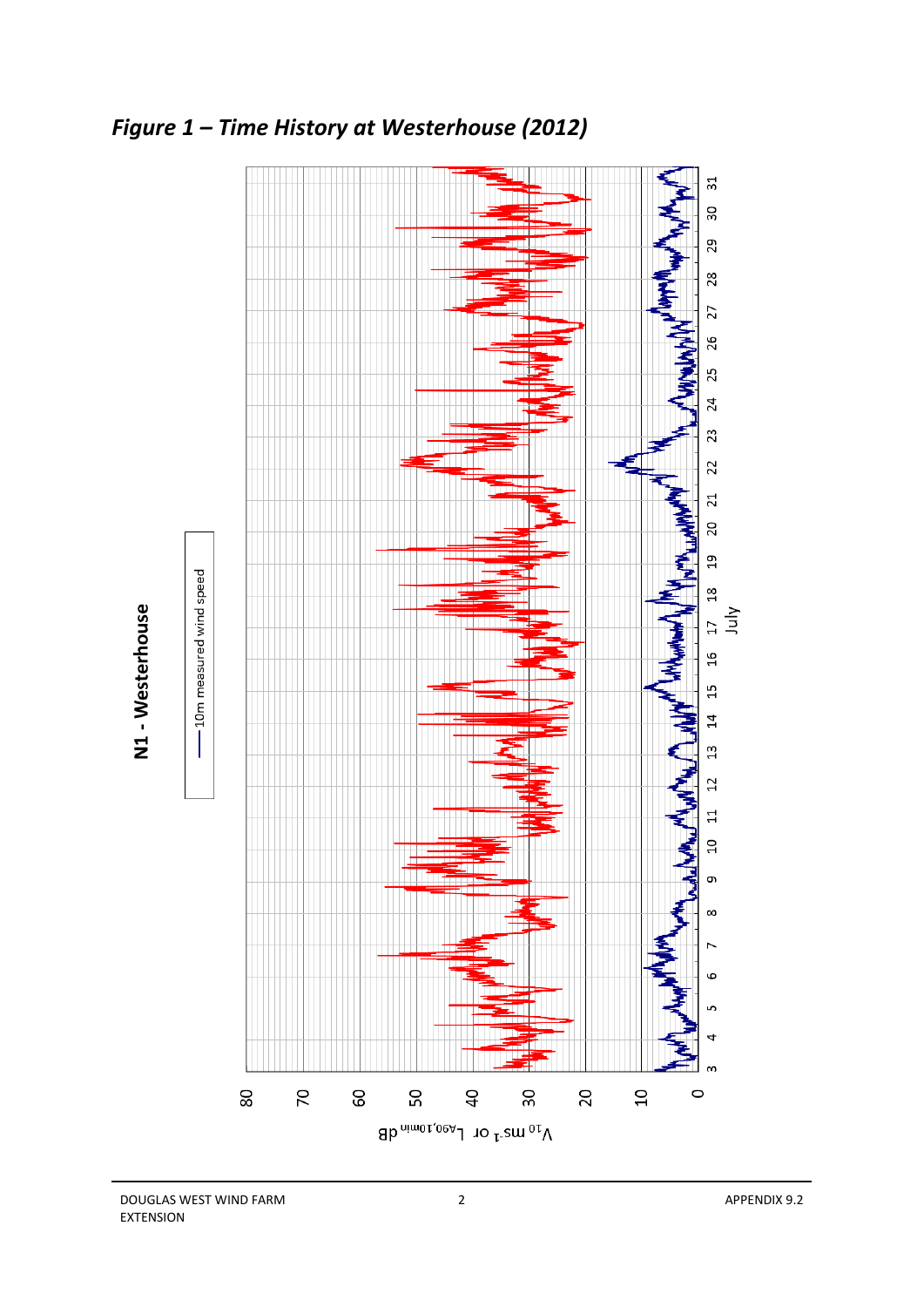## *Figure 1 – Time History at Westerhouse (2012)*

**N1 - Westerhouse**

— 10m measured wind speed

$V_{10}$ ms$^{-1}$ or $L_{A90,10min}$ dB

July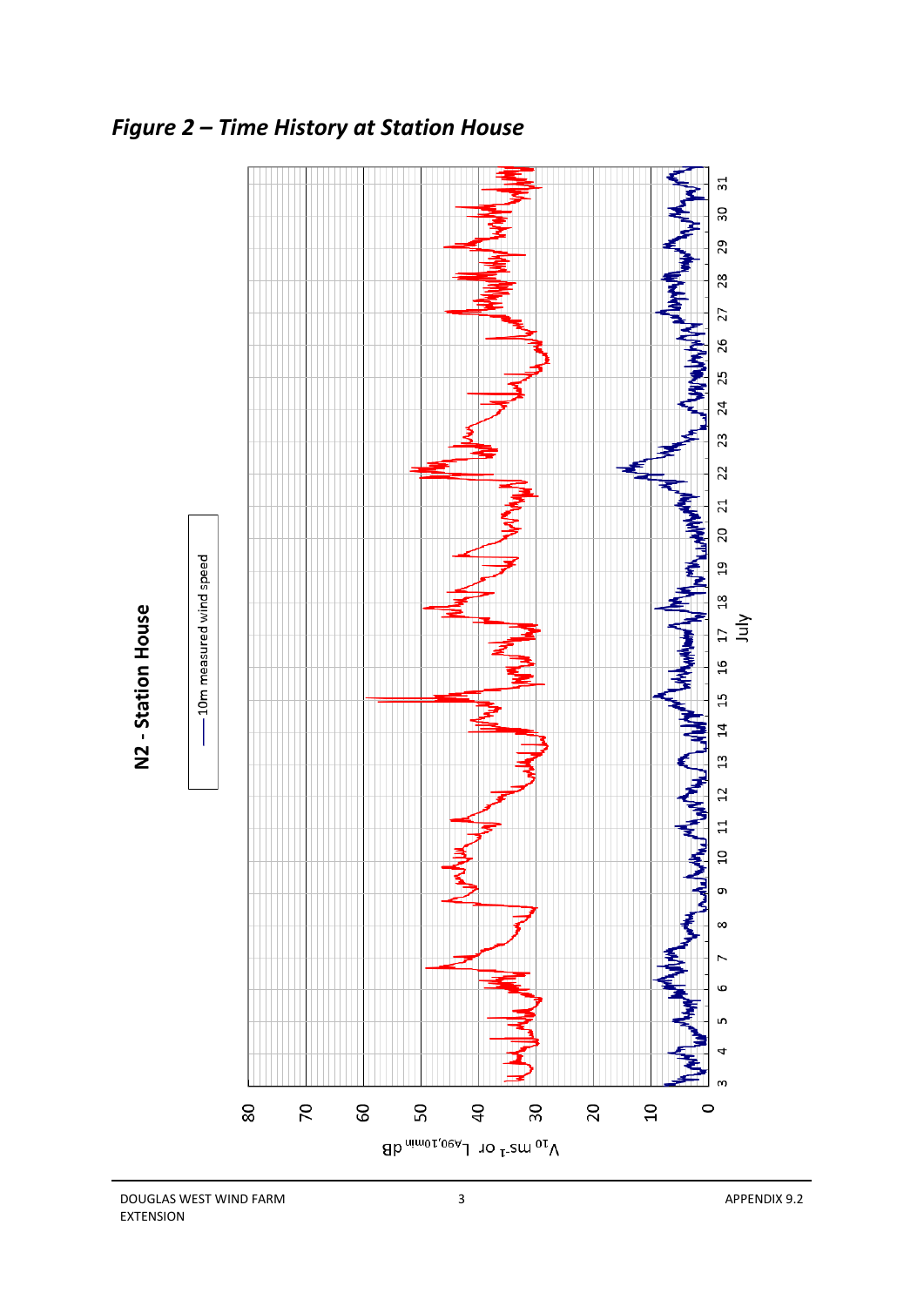## *Figure 2 – Time History at Station House*

**N2 - Station House**

— 10m measured wind speed

$V_{10}$ ms$^{-1}$ or $L_{A90,10min}$ dB

July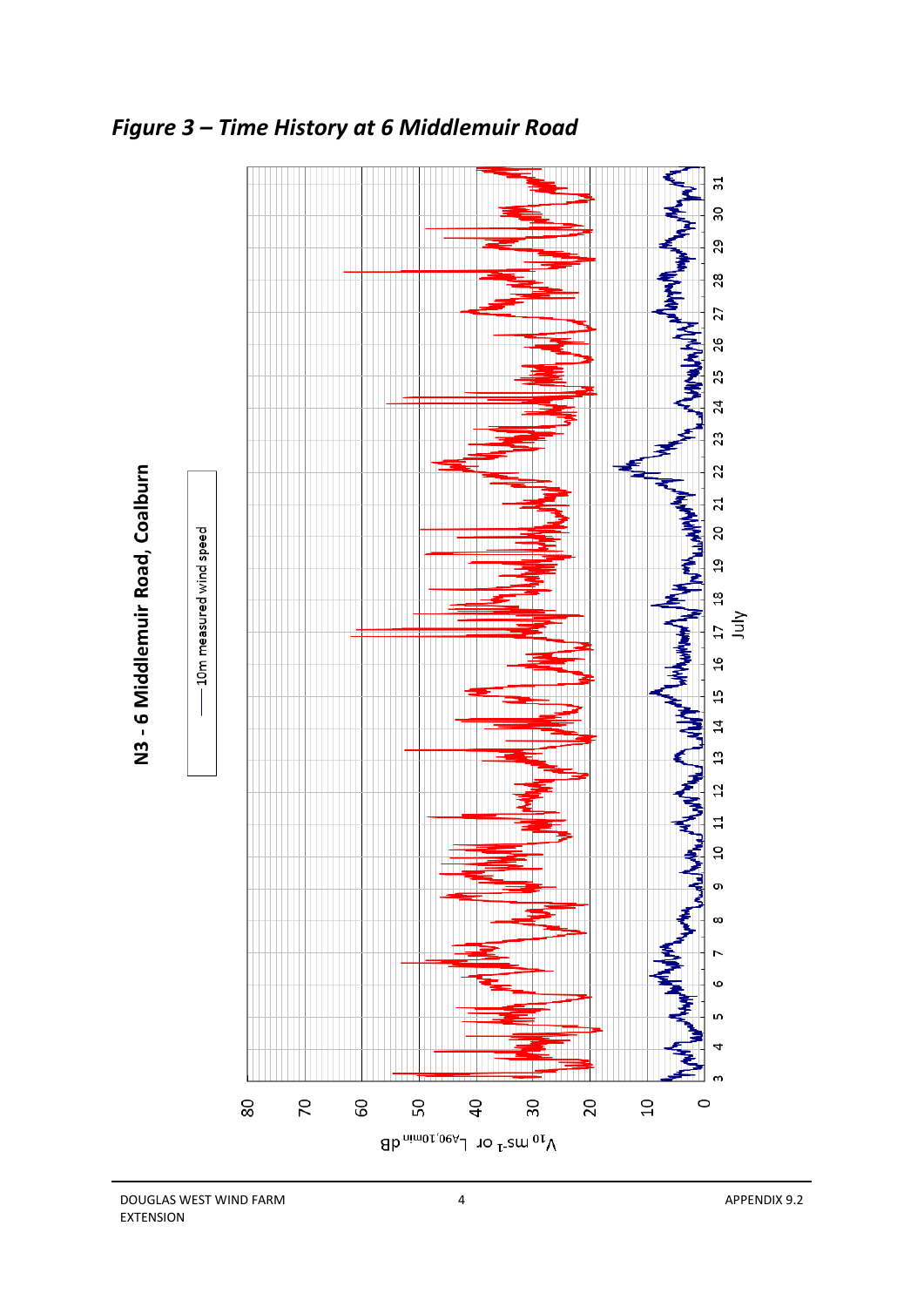*Figure 3 – Time History at 6 Middlemuir Road*

**N3 - 6 Middlemuir Road, Coalburn**

10m measured wind speed

$V_{10}$ ms$^{-1}$ or $L_{A90,10min}$ dB

July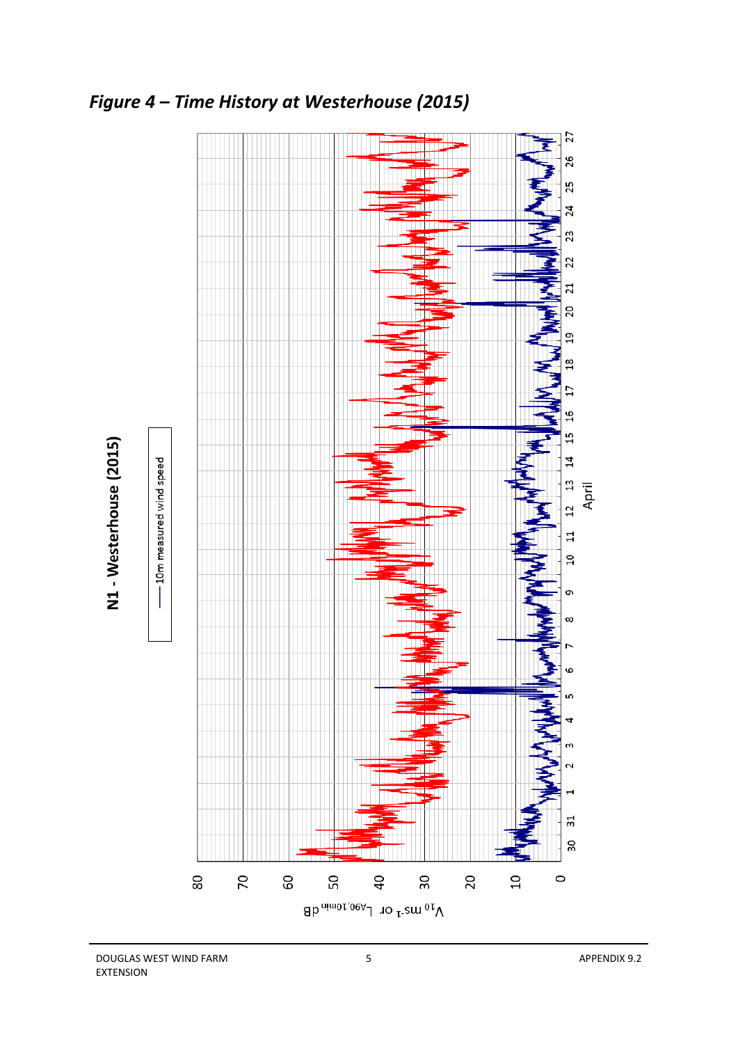*Figure 4 – Time History at Westerhouse (2015)*